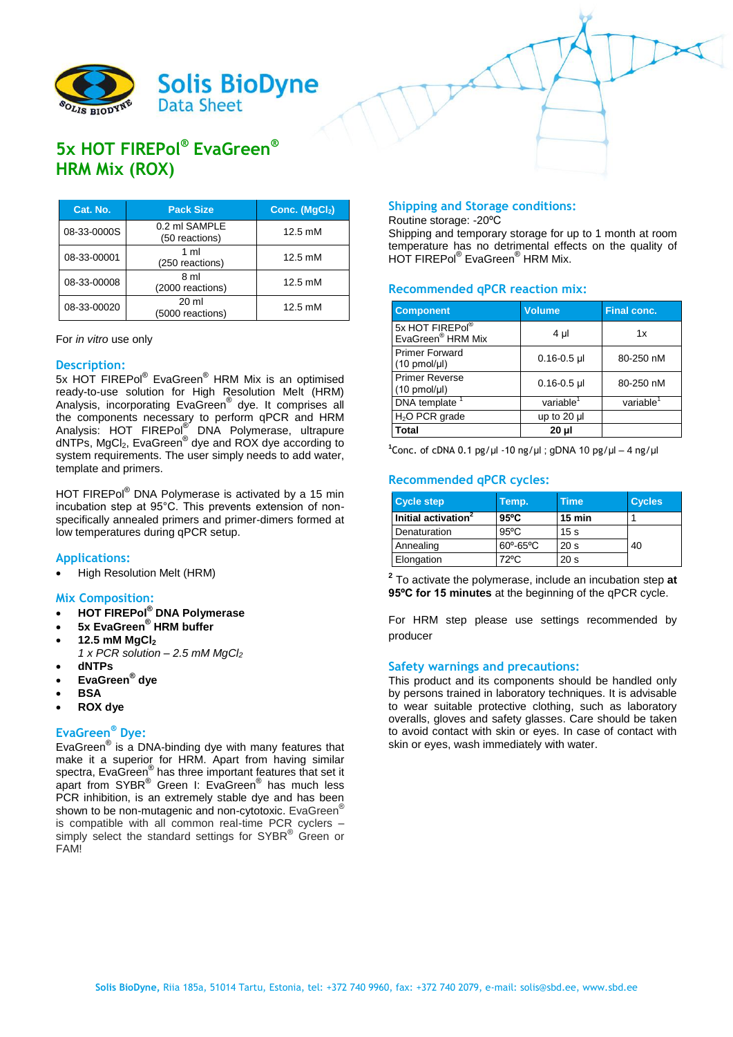Solis BioDyne
Data Sheet

# 5x HOT FIREPol® EvaGreen® HRM Mix (ROX)

| Cat. No. | Pack Size | Conc. ($MgCl_2$) |
|---|---|---|
| 08-33-0000S | 0.2 ml SAMPLE (50 reactions) | 12.5 mM |
| 08-33-00001 | 1 ml (250 reactions) | 12.5 mM |
| 08-33-00008 | 8 ml (2000 reactions) | 12.5 mM |
| 08-33-00020 | 20 ml (5000 reactions) | 12.5 mM |

For *in vitro* use only

## Description:

5x HOT FIREPol® EvaGreen® HRM Mix is an optimised ready-to-use solution for High Resolution Melt (HRM) Analysis, incorporating EvaGreen® dye. It comprises all the components necessary to perform qPCR and HRM Analysis: HOT FIREPol® DNA Polymerase, ultrapure dNTPs, $MgCl_2$, EvaGreen® dye and ROX dye according to system requirements. The user simply needs to add water, template and primers.

HOT FIREPol® DNA Polymerase is activated by a 15 min incubation step at 95°C. This prevents extension of non-specifically annealed primers and primer-dimers formed at low temperatures during qPCR setup.

## Applications:

- High Resolution Melt (HRM)

## Mix Composition:

- **HOT FIREPol® DNA Polymerase**
- **5x EvaGreen® HRM buffer**
- **12.5 mM $MgCl_2$**
  *1 x PCR solution – 2.5 mM $MgCl_2$*
- **dNTPs**
- **EvaGreen® dye**
- **BSA**
- **ROX dye**

## EvaGreen® Dye:

EvaGreen® is a DNA-binding dye with many features that make it a superior for HRM. Apart from having similar spectra, EvaGreen® has three important features that set it apart from SYBR® Green I: EvaGreen® has much less PCR inhibition, is an extremely stable dye and has been shown to be non-mutagenic and non-cytotoxic. EvaGreen® is compatible with all common real-time PCR cyclers – simply select the standard settings for SYBR® Green or FAM!

## Shipping and Storage conditions:

Routine storage: -20ºC
Shipping and temporary storage for up to 1 month at room temperature has no detrimental effects on the quality of HOT FIREPol® EvaGreen® HRM Mix.

## Recommended qPCR reaction mix:

| Component | Volume | Final conc. |
|---|---|---|
| 5x HOT FIREPol® EvaGreen® HRM Mix | 4 µl | 1x |
| Primer Forward (10 pmol/µl) | 0.16-0.5 µl | 80-250 nM |
| Primer Reverse (10 pmol/µl) | 0.16-0.5 µl | 80-250 nM |
| DNA template [1] | variable[1] | variable[1] |
| $H_2O$ PCR grade | up to 20 µl | |
| **Total** | **20 µl** | |

[1]Conc. of cDNA 0.1 pg/µl -10 ng/µl ; gDNA 10 pg/µl – 4 ng/µl

## Recommended qPCR cycles:

| Cycle step | Temp. | Time | Cycles |
|---|---|---|---|
| **Initial activation[2]** | **95ºC** | **15 min** | 1 |
| Denaturation | 95ºC | 15 s | 40 |
| Annealing | 60º-65ºC | 20 s | |
| Elongation | 72ºC | 20 s | |

[2] To activate the polymerase, include an incubation step **at 95ºC for 15 minutes** at the beginning of the qPCR cycle.

For HRM step please use settings recommended by producer

## Safety warnings and precautions:

This product and its components should be handled only by persons trained in laboratory techniques. It is advisable to wear suitable protective clothing, such as laboratory overalls, gloves and safety glasses. Care should be taken to avoid contact with skin or eyes. In case of contact with skin or eyes, wash immediately with water.

**Solis BioDyne,** Riia 185a, 51014 Tartu, Estonia, tel: +372 740 9960, fax: +372 740 2079, e-mail: solis@sbd.ee, www.sbd.ee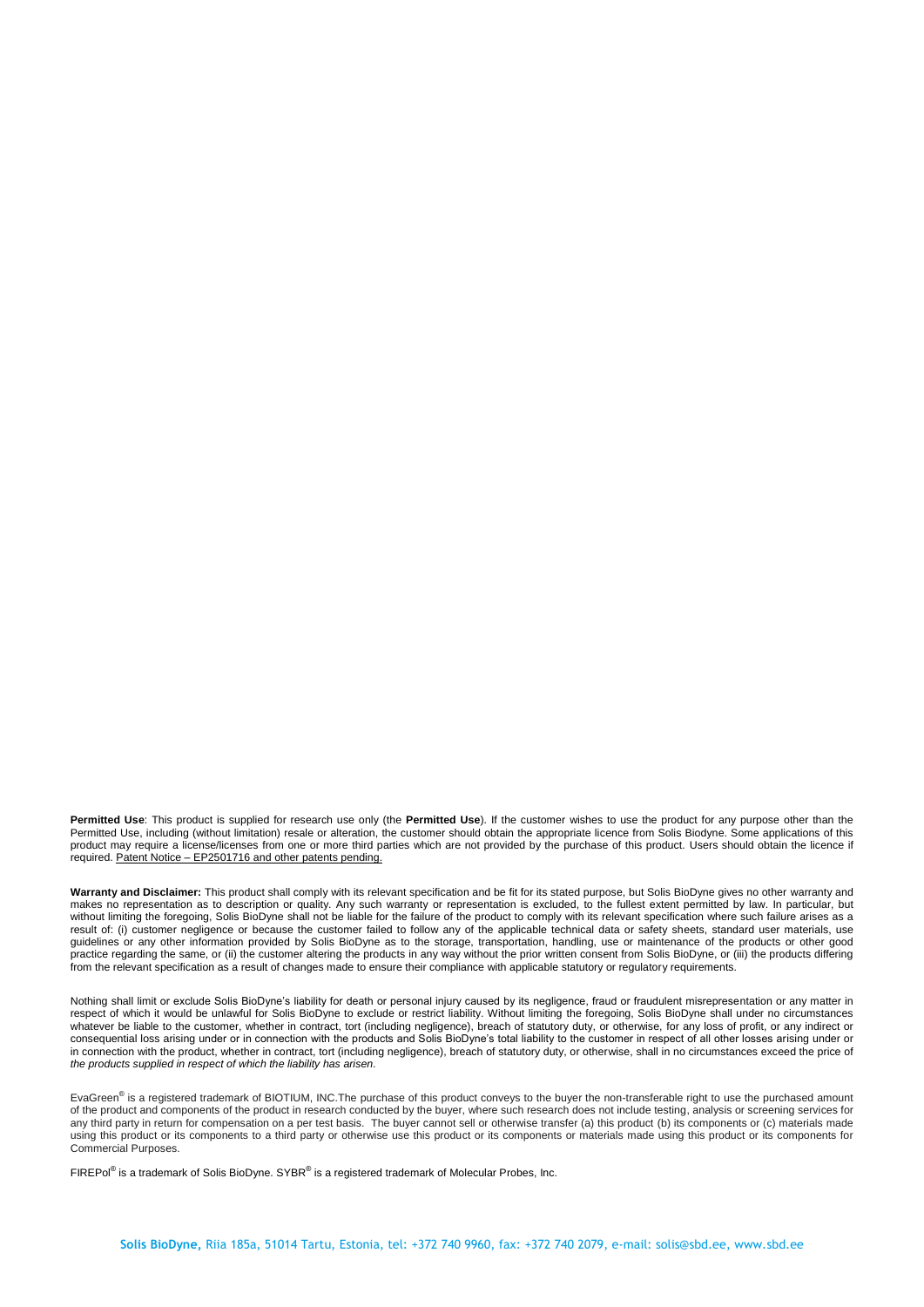**Permitted Use**: This product is supplied for research use only (the **Permitted Use**). If the customer wishes to use the product for any purpose other than the Permitted Use, including (without limitation) resale or alteration, the customer should obtain the appropriate licence from Solis Biodyne. Some applications of this product may require a license/licenses from one or more third parties which are not provided by the purchase of this product. Users should obtain the licence if required. Patent Notice – EP2501716 and other patents pending.

**Warranty and Disclaimer:** This product shall comply with its relevant specification and be fit for its stated purpose, but Solis BioDyne gives no other warranty and makes no representation as to description or quality. Any such warranty or representation is excluded, to the fullest extent permitted by law. In particular, but without limiting the foregoing, Solis BioDyne shall not be liable for the failure of the product to comply with its relevant specification where such failure arises as a result of: (i) customer negligence or because the customer failed to follow any of the applicable technical data or safety sheets, standard user materials, use guidelines or any other information provided by Solis BioDyne as to the storage, transportation, handling, use or maintenance of the products or other good practice regarding the same, or (ii) the customer altering the products in any way without the prior written consent from Solis BioDyne, or (iii) the products differing from the relevant specification as a result of changes made to ensure their compliance with applicable statutory or regulatory requirements.

Nothing shall limit or exclude Solis BioDyne's liability for death or personal injury caused by its negligence, fraud or fraudulent misrepresentation or any matter in respect of which it would be unlawful for Solis BioDyne to exclude or restrict liability. Without limiting the foregoing, Solis BioDyne shall under no circumstances whatever be liable to the customer, whether in contract, tort (including negligence), breach of statutory duty, or otherwise, for any loss of profit, or any indirect or consequential loss arising under or in connection with the products and Solis BioDyne's total liability to the customer in respect of all other losses arising under or in connection with the product, whether in contract, tort (including negligence), breach of statutory duty, or otherwise, shall in no circumstances exceed the price of *the products supplied in respect of which the liability has arisen.*

EvaGreen® is a registered trademark of BIOTIUM, INC.The purchase of this product conveys to the buyer the non-transferable right to use the purchased amount of the product and components of the product in research conducted by the buyer, where such research does not include testing, analysis or screening services for any third party in return for compensation on a per test basis. The buyer cannot sell or otherwise transfer (a) this product (b) its components or (c) materials made using this product or its components to a third party or otherwise use this product or its components or materials made using this product or its components for Commercial Purposes.

FIREPol® is a trademark of Solis BioDyne. SYBR® is a registered trademark of Molecular Probes, Inc.

**Solis BioDyne,** Riia 185a, 51014 Tartu, Estonia, tel: +372 740 9960, fax: +372 740 2079, e-mail: solis@sbd.ee, www.sbd.ee